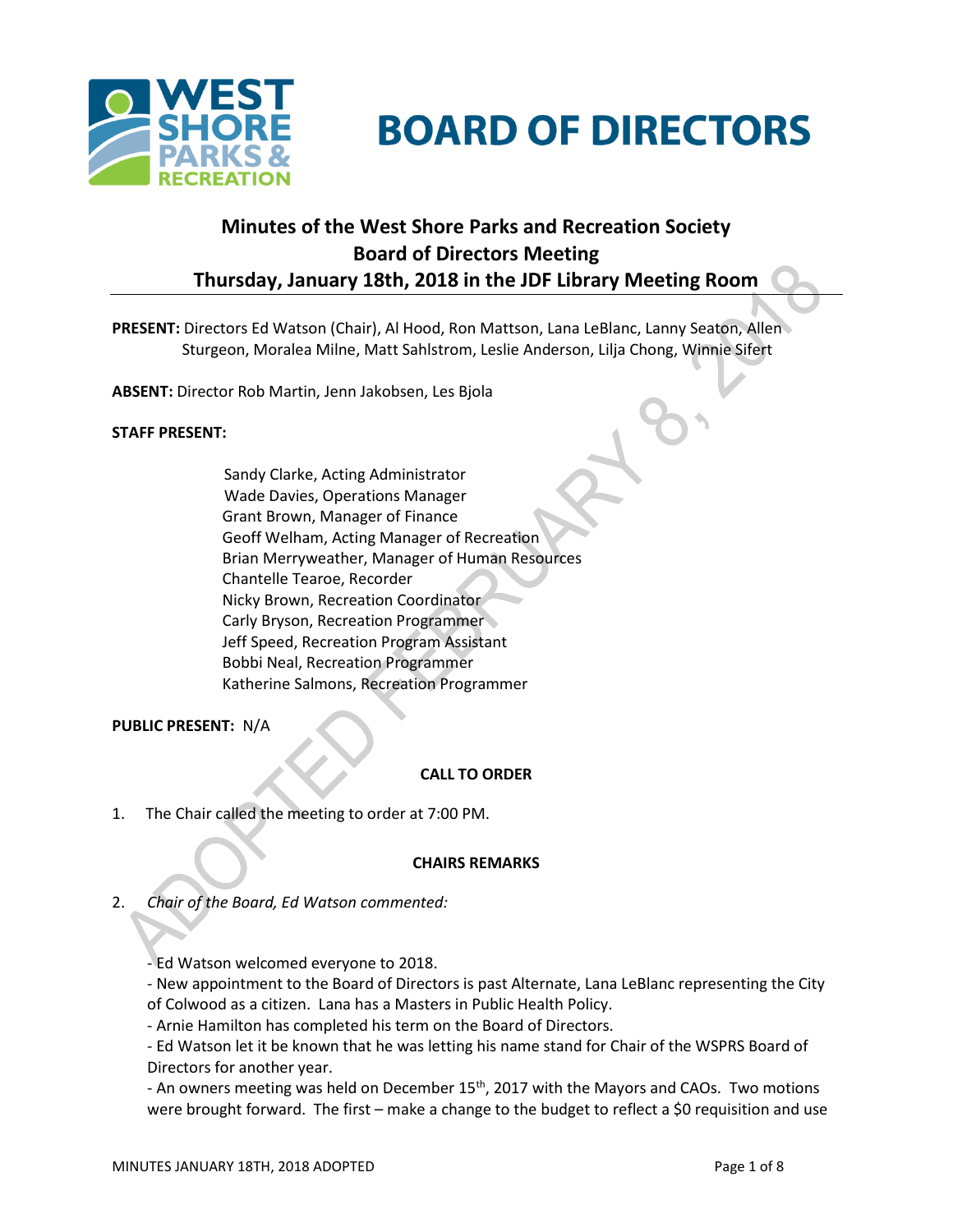# BOARD OF DIRECTORS

## Minutes of the West Shore Parks and Recreation Society Board of Directors Meeting Thursday, January 18th, 2018 in the JDF Library Meeting Room

**PRESENT:** Directors Ed Watson (Chair), Al Hood, Ron Mattson, Lana LeBlanc, Lanny Seaton, Allen Sturgeon, Moralea Milne, Matt Sahlstrom, Leslie Anderson, Lilja Chong, Winnie Sifert

**ABSENT:** Director Rob Martin, Jenn Jakobsen, Les Bjola

**STAFF PRESENT:**

Sandy Clarke, Acting Administrator
Wade Davies, Operations Manager
Grant Brown, Manager of Finance
Geoff Welham, Acting Manager of Recreation
Brian Merryweather, Manager of Human Resources
Chantelle Tearoe, Recorder
Nicky Brown, Recreation Coordinator
Carly Bryson, Recreation Programmer
Jeff Speed, Recreation Program Assistant
Bobbi Neal, Recreation Programmer
Katherine Salmons, Recreation Programmer

**PUBLIC PRESENT:** N/A

### CALL TO ORDER

1. The Chair called the meeting to order at 7:00 PM.

### CHAIRS REMARKS

2. *Chair of the Board, Ed Watson commented:*

- Ed Watson welcomed everyone to 2018.
- New appointment to the Board of Directors is past Alternate, Lana LeBlanc representing the City of Colwood as a citizen. Lana has a Masters in Public Health Policy.
- Arnie Hamilton has completed his term on the Board of Directors.
- Ed Watson let it be known that he was letting his name stand for Chair of the WSPRS Board of Directors for another year.
- An owners meeting was held on December 15th, 2017 with the Mayors and CAOs. Two motions were brought forward. The first – make a change to the budget to reflect a $0 requisition and use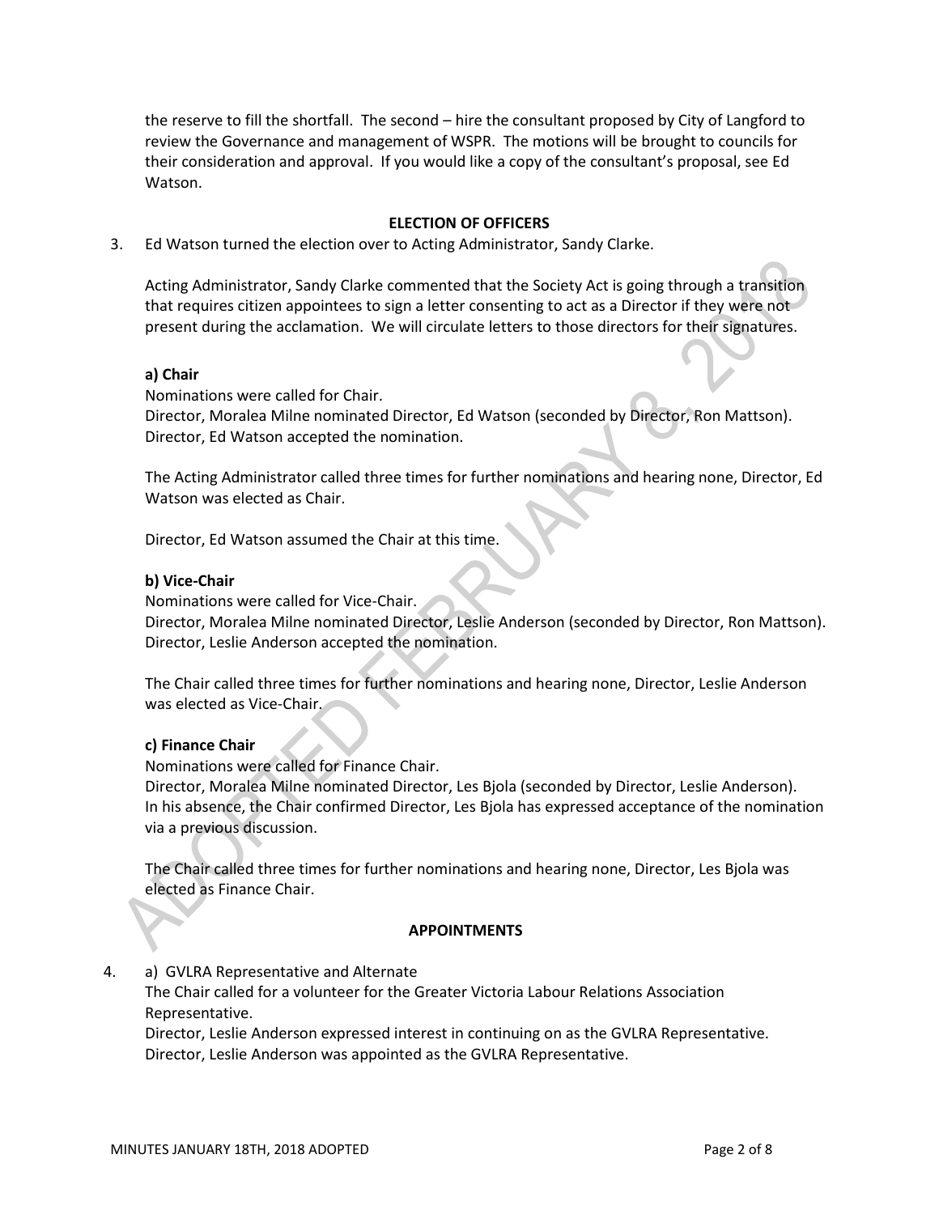the reserve to fill the shortfall. The second – hire the consultant proposed by City of Langford to review the Governance and management of WSPR. The motions will be brought to councils for their consideration and approval. If you would like a copy of the consultant's proposal, see Ed Watson.

## ELECTION OF OFFICERS

3. Ed Watson turned the election over to Acting Administrator, Sandy Clarke.

   Acting Administrator, Sandy Clarke commented that the Society Act is going through a transition that requires citizen appointees to sign a letter consenting to act as a Director if they were not present during the acclamation. We will circulate letters to those directors for their signatures.

   **a) Chair**

   Nominations were called for Chair.
   Director, Moralea Milne nominated Director, Ed Watson (seconded by Director, Ron Mattson).
   Director, Ed Watson accepted the nomination.

   The Acting Administrator called three times for further nominations and hearing none, Director, Ed Watson was elected as Chair.

   Director, Ed Watson assumed the Chair at this time.

   **b) Vice-Chair**

   Nominations were called for Vice-Chair.
   Director, Moralea Milne nominated Director, Leslie Anderson (seconded by Director, Ron Mattson).
   Director, Leslie Anderson accepted the nomination.

   The Chair called three times for further nominations and hearing none, Director, Leslie Anderson was elected as Vice-Chair.

   **c) Finance Chair**

   Nominations were called for Finance Chair.
   Director, Moralea Milne nominated Director, Les Bjola (seconded by Director, Leslie Anderson).
   In his absence, the Chair confirmed Director, Les Bjola has expressed acceptance of the nomination via a previous discussion.

   The Chair called three times for further nominations and hearing none, Director, Les Bjola was elected as Finance Chair.

## APPOINTMENTS

4. a) GVLRA Representative and Alternate

   The Chair called for a volunteer for the Greater Victoria Labour Relations Association Representative.
   Director, Leslie Anderson expressed interest in continuing on as the GVLRA Representative.
   Director, Leslie Anderson was appointed as the GVLRA Representative.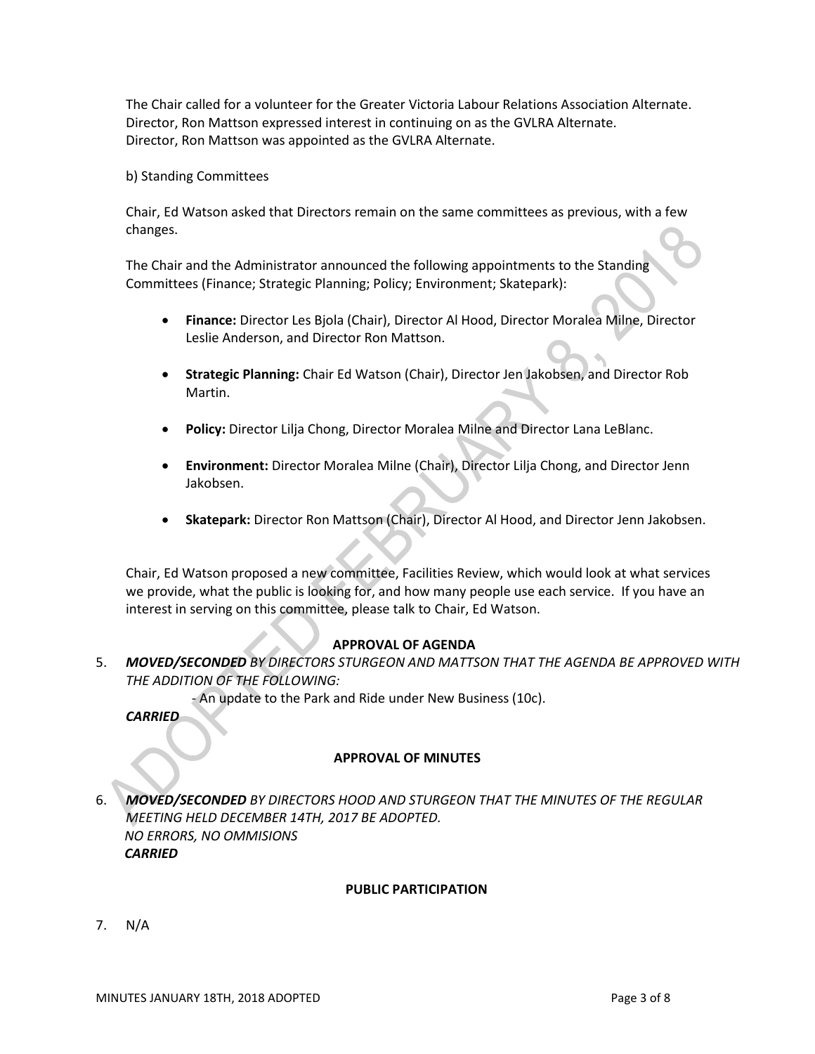The Chair called for a volunteer for the Greater Victoria Labour Relations Association Alternate.
Director, Ron Mattson expressed interest in continuing on as the GVLRA Alternate.
Director, Ron Mattson was appointed as the GVLRA Alternate.

b) Standing Committees

Chair, Ed Watson asked that Directors remain on the same committees as previous, with a few changes.

The Chair and the Administrator announced the following appointments to the Standing Committees (Finance; Strategic Planning; Policy; Environment; Skatepark):

- **Finance:** Director Les Bjola (Chair), Director Al Hood, Director Moralea Milne, Director Leslie Anderson, and Director Ron Mattson.
- **Strategic Planning:** Chair Ed Watson (Chair), Director Jen Jakobsen, and Director Rob Martin.
- **Policy:** Director Lilja Chong, Director Moralea Milne and Director Lana LeBlanc.
- **Environment:** Director Moralea Milne (Chair), Director Lilja Chong, and Director Jenn Jakobsen.
- **Skatepark:** Director Ron Mattson (Chair), Director Al Hood, and Director Jenn Jakobsen.

Chair, Ed Watson proposed a new committee, Facilities Review, which would look at what services we provide, what the public is looking for, and how many people use each service. If you have an interest in serving on this committee, please talk to Chair, Ed Watson.

**APPROVAL OF AGENDA**

5. ***MOVED/SECONDED*** *BY DIRECTORS STURGEON AND MATTSON THAT THE AGENDA BE APPROVED WITH THE ADDITION OF THE FOLLOWING:*
   - An update to the Park and Ride under New Business (10c).

   ***CARRIED***

**APPROVAL OF MINUTES**

6. ***MOVED/SECONDED*** *BY DIRECTORS HOOD AND STURGEON THAT THE MINUTES OF THE REGULAR MEETING HELD DECEMBER 14TH, 2017 BE ADOPTED.*
   *NO ERRORS, NO OMMISIONS*
   ***CARRIED***

**PUBLIC PARTICIPATION**

7. N/A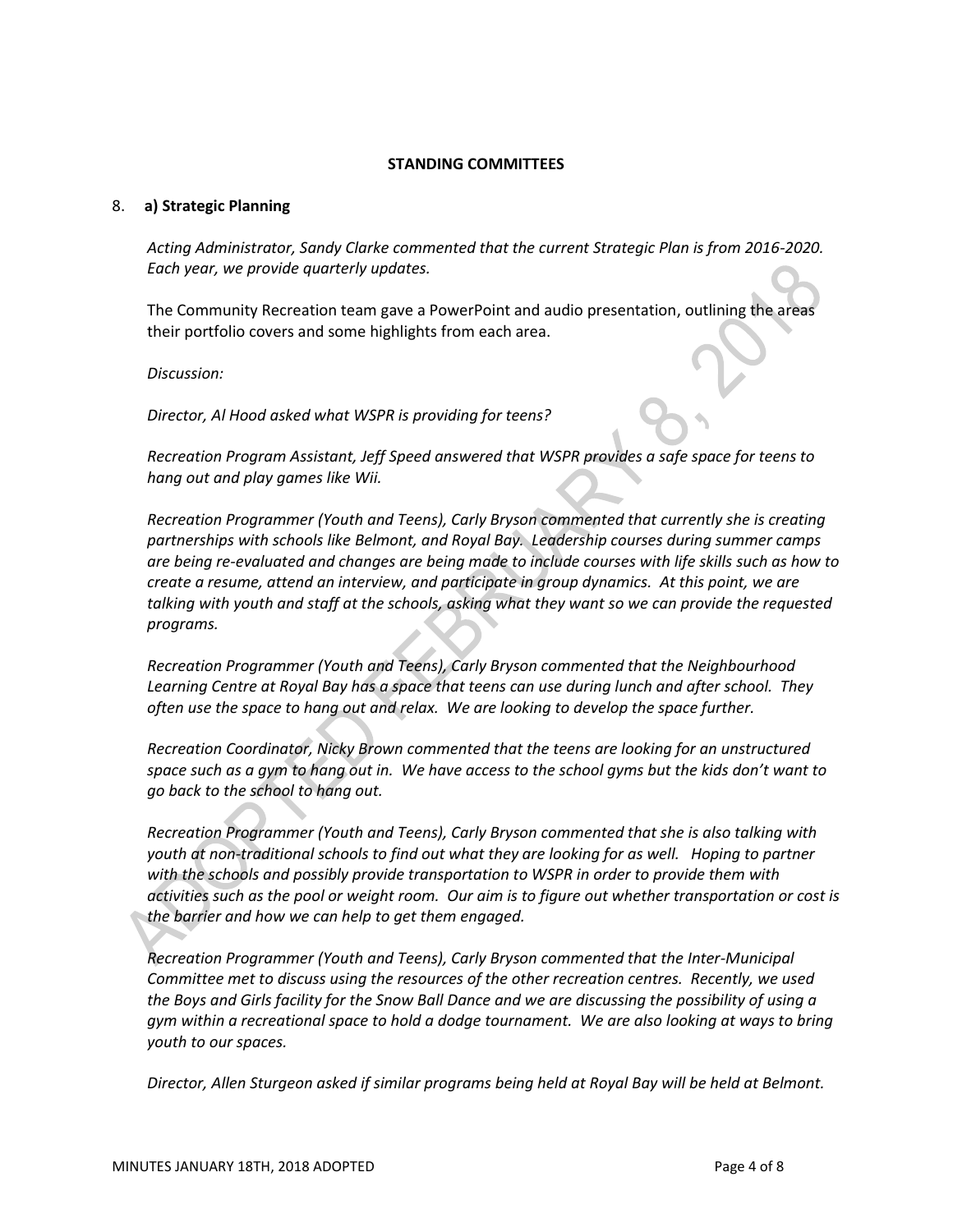**STANDING COMMITTEES**

8. **a) Strategic Planning**

*Acting Administrator, Sandy Clarke commented that the current Strategic Plan is from 2016-2020. Each year, we provide quarterly updates.*

The Community Recreation team gave a PowerPoint and audio presentation, outlining the areas their portfolio covers and some highlights from each area.

*Discussion:*

*Director, Al Hood asked what WSPR is providing for teens?*

*Recreation Program Assistant, Jeff Speed answered that WSPR provides a safe space for teens to hang out and play games like Wii.*

*Recreation Programmer (Youth and Teens), Carly Bryson commented that currently she is creating partnerships with schools like Belmont, and Royal Bay. Leadership courses during summer camps are being re-evaluated and changes are being made to include courses with life skills such as how to create a resume, attend an interview, and participate in group dynamics. At this point, we are talking with youth and staff at the schools, asking what they want so we can provide the requested programs.*

*Recreation Programmer (Youth and Teens), Carly Bryson commented that the Neighbourhood Learning Centre at Royal Bay has a space that teens can use during lunch and after school. They often use the space to hang out and relax. We are looking to develop the space further.*

*Recreation Coordinator, Nicky Brown commented that the teens are looking for an unstructured space such as a gym to hang out in. We have access to the school gyms but the kids don't want to go back to the school to hang out.*

*Recreation Programmer (Youth and Teens), Carly Bryson commented that she is also talking with youth at non-traditional schools to find out what they are looking for as well. Hoping to partner with the schools and possibly provide transportation to WSPR in order to provide them with activities such as the pool or weight room. Our aim is to figure out whether transportation or cost is the barrier and how we can help to get them engaged.*

*Recreation Programmer (Youth and Teens), Carly Bryson commented that the Inter-Municipal Committee met to discuss using the resources of the other recreation centres. Recently, we used the Boys and Girls facility for the Snow Ball Dance and we are discussing the possibility of using a gym within a recreational space to hold a dodge tournament. We are also looking at ways to bring youth to our spaces.*

*Director, Allen Sturgeon asked if similar programs being held at Royal Bay will be held at Belmont.*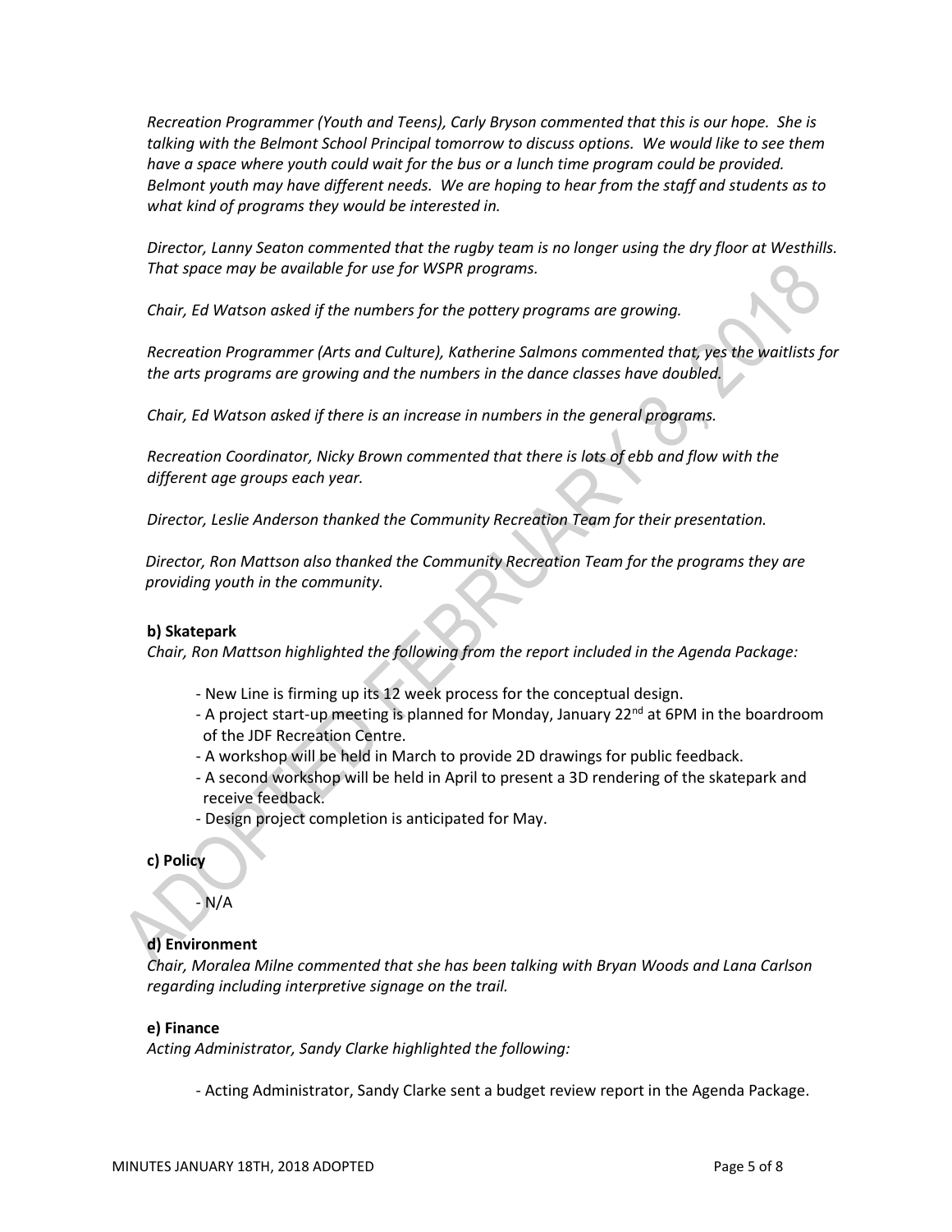*Recreation Programmer (Youth and Teens), Carly Bryson commented that this is our hope. She is talking with the Belmont School Principal tomorrow to discuss options. We would like to see them have a space where youth could wait for the bus or a lunch time program could be provided. Belmont youth may have different needs. We are hoping to hear from the staff and students as to what kind of programs they would be interested in.*

*Director, Lanny Seaton commented that the rugby team is no longer using the dry floor at Westhills. That space may be available for use for WSPR programs.*

*Chair, Ed Watson asked if the numbers for the pottery programs are growing.*

*Recreation Programmer (Arts and Culture), Katherine Salmons commented that, yes the waitlists for the arts programs are growing and the numbers in the dance classes have doubled.*

*Chair, Ed Watson asked if there is an increase in numbers in the general programs.*

*Recreation Coordinator, Nicky Brown commented that there is lots of ebb and flow with the different age groups each year.*

*Director, Leslie Anderson thanked the Community Recreation Team for their presentation.*

*Director, Ron Mattson also thanked the Community Recreation Team for the programs they are providing youth in the community.*

**b) Skatepark**

*Chair, Ron Mattson highlighted the following from the report included in the Agenda Package:*

- New Line is firming up its 12 week process for the conceptual design.
- A project start-up meeting is planned for Monday, January 22nd at 6PM in the boardroom of the JDF Recreation Centre.
- A workshop will be held in March to provide 2D drawings for public feedback.
- A second workshop will be held in April to present a 3D rendering of the skatepark and receive feedback.
- Design project completion is anticipated for May.

**c) Policy**

- N/A

**d) Environment**

*Chair, Moralea Milne commented that she has been talking with Bryan Woods and Lana Carlson regarding including interpretive signage on the trail.*

**e) Finance**

*Acting Administrator, Sandy Clarke highlighted the following:*

- Acting Administrator, Sandy Clarke sent a budget review report in the Agenda Package.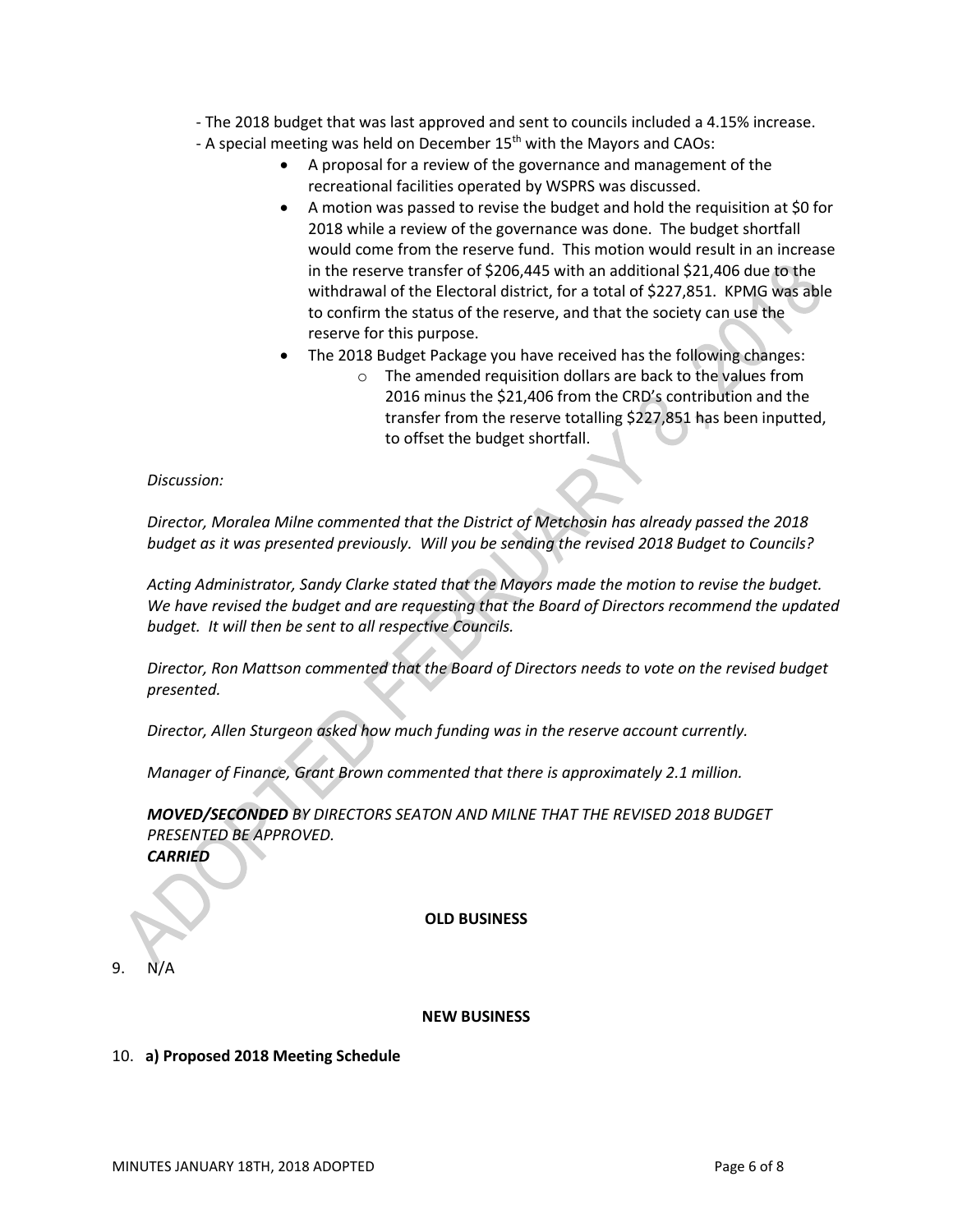- The 2018 budget that was last approved and sent to councils included a 4.15% increase.
- A special meeting was held on December 15th with the Mayors and CAOs:
    - A proposal for a review of the governance and management of the recreational facilities operated by WSPRS was discussed.
    - A motion was passed to revise the budget and hold the requisition at $0 for 2018 while a review of the governance was done. The budget shortfall would come from the reserve fund. This motion would result in an increase in the reserve transfer of $206,445 with an additional $21,406 due to the withdrawal of the Electoral district, for a total of $227,851. KPMG was able to confirm the status of the reserve, and that the society can use the reserve for this purpose.
    - The 2018 Budget Package you have received has the following changes:
        - The amended requisition dollars are back to the values from 2016 minus the $21,406 from the CRD's contribution and the transfer from the reserve totalling $227,851 has been inputted, to offset the budget shortfall.

*Discussion:*

*Director, Moralea Milne commented that the District of Metchosin has already passed the 2018 budget as it was presented previously. Will you be sending the revised 2018 Budget to Councils?*

*Acting Administrator, Sandy Clarke stated that the Mayors made the motion to revise the budget. We have revised the budget and are requesting that the Board of Directors recommend the updated budget. It will then be sent to all respective Councils.*

*Director, Ron Mattson commented that the Board of Directors needs to vote on the revised budget presented.*

*Director, Allen Sturgeon asked how much funding was in the reserve account currently.*

*Manager of Finance, Grant Brown commented that there is approximately 2.1 million.*

***MOVED/SECONDED** BY DIRECTORS SEATON AND MILNE THAT THE REVISED 2018 BUDGET PRESENTED BE APPROVED.*
***CARRIED***

**OLD BUSINESS**

9. N/A

**NEW BUSINESS**

10. **a) Proposed 2018 Meeting Schedule**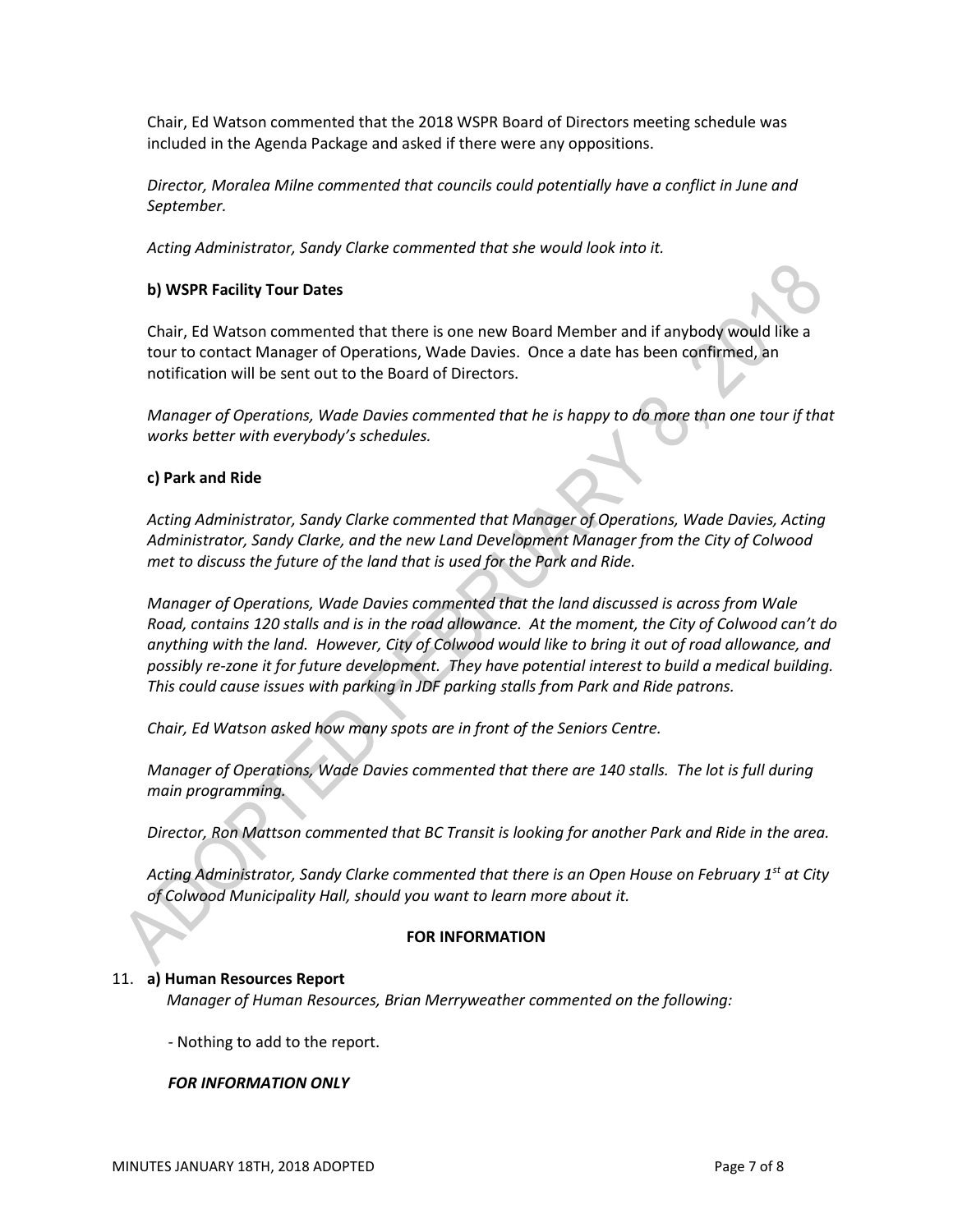Chair, Ed Watson commented that the 2018 WSPR Board of Directors meeting schedule was included in the Agenda Package and asked if there were any oppositions.

*Director, Moralea Milne commented that councils could potentially have a conflict in June and September.*

*Acting Administrator, Sandy Clarke commented that she would look into it.*

**b) WSPR Facility Tour Dates**

Chair, Ed Watson commented that there is one new Board Member and if anybody would like a tour to contact Manager of Operations, Wade Davies. Once a date has been confirmed, an notification will be sent out to the Board of Directors.

*Manager of Operations, Wade Davies commented that he is happy to do more than one tour if that works better with everybody's schedules.*

**c) Park and Ride**

*Acting Administrator, Sandy Clarke commented that Manager of Operations, Wade Davies, Acting Administrator, Sandy Clarke, and the new Land Development Manager from the City of Colwood met to discuss the future of the land that is used for the Park and Ride.*

*Manager of Operations, Wade Davies commented that the land discussed is across from Wale Road, contains 120 stalls and is in the road allowance. At the moment, the City of Colwood can't do anything with the land. However, City of Colwood would like to bring it out of road allowance, and possibly re-zone it for future development. They have potential interest to build a medical building. This could cause issues with parking in JDF parking stalls from Park and Ride patrons.*

*Chair, Ed Watson asked how many spots are in front of the Seniors Centre.*

*Manager of Operations, Wade Davies commented that there are 140 stalls. The lot is full during main programming.*

*Director, Ron Mattson commented that BC Transit is looking for another Park and Ride in the area.*

*Acting Administrator, Sandy Clarke commented that there is an Open House on February 1st at City of Colwood Municipality Hall, should you want to learn more about it.*

**FOR INFORMATION**

11. **a) Human Resources Report**

*Manager of Human Resources, Brian Merryweather commented on the following:*

- Nothing to add to the report.

***FOR INFORMATION ONLY***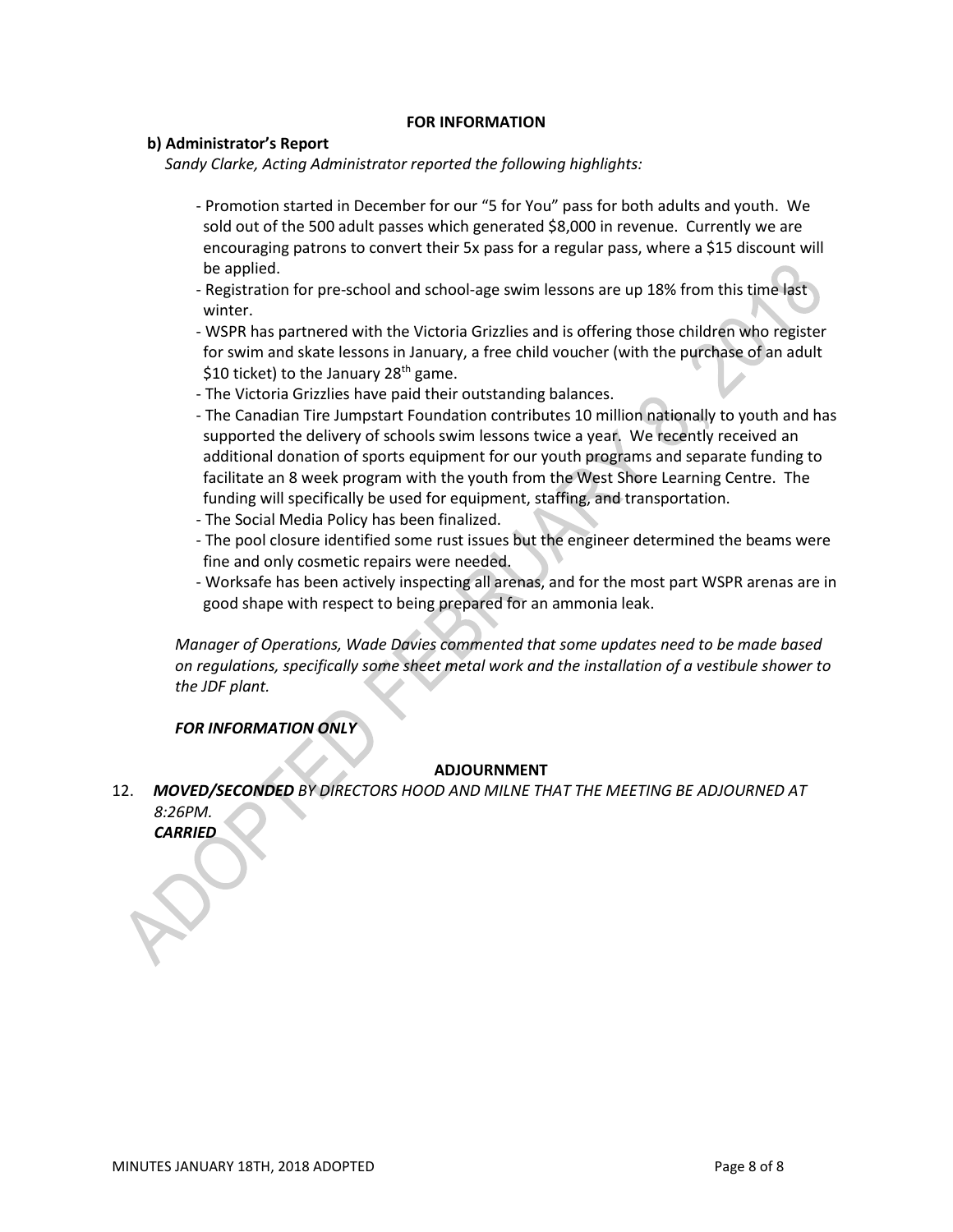**FOR INFORMATION**

**b) Administrator's Report**

*Sandy Clarke, Acting Administrator reported the following highlights:*

- Promotion started in December for our "5 for You" pass for both adults and youth. We sold out of the 500 adult passes which generated $8,000 in revenue. Currently we are encouraging patrons to convert their 5x pass for a regular pass, where a $15 discount will be applied.
- Registration for pre-school and school-age swim lessons are up 18% from this time last winter.
- WSPR has partnered with the Victoria Grizzlies and is offering those children who register for swim and skate lessons in January, a free child voucher (with the purchase of an adult $10 ticket) to the January 28th game.
- The Victoria Grizzlies have paid their outstanding balances.
- The Canadian Tire Jumpstart Foundation contributes 10 million nationally to youth and has supported the delivery of schools swim lessons twice a year. We recently received an additional donation of sports equipment for our youth programs and separate funding to facilitate an 8 week program with the youth from the West Shore Learning Centre. The funding will specifically be used for equipment, staffing, and transportation.
- The Social Media Policy has been finalized.
- The pool closure identified some rust issues but the engineer determined the beams were fine and only cosmetic repairs were needed.
- Worksafe has been actively inspecting all arenas, and for the most part WSPR arenas are in good shape with respect to being prepared for an ammonia leak.

*Manager of Operations, Wade Davies commented that some updates need to be made based on regulations, specifically some sheet metal work and the installation of a vestibule shower to the JDF plant.*

***FOR INFORMATION ONLY***

**ADJOURNMENT**

12. ***MOVED/SECONDED*** *BY DIRECTORS HOOD AND MILNE THAT THE MEETING BE ADJOURNED AT 8:26PM.*
***CARRIED***